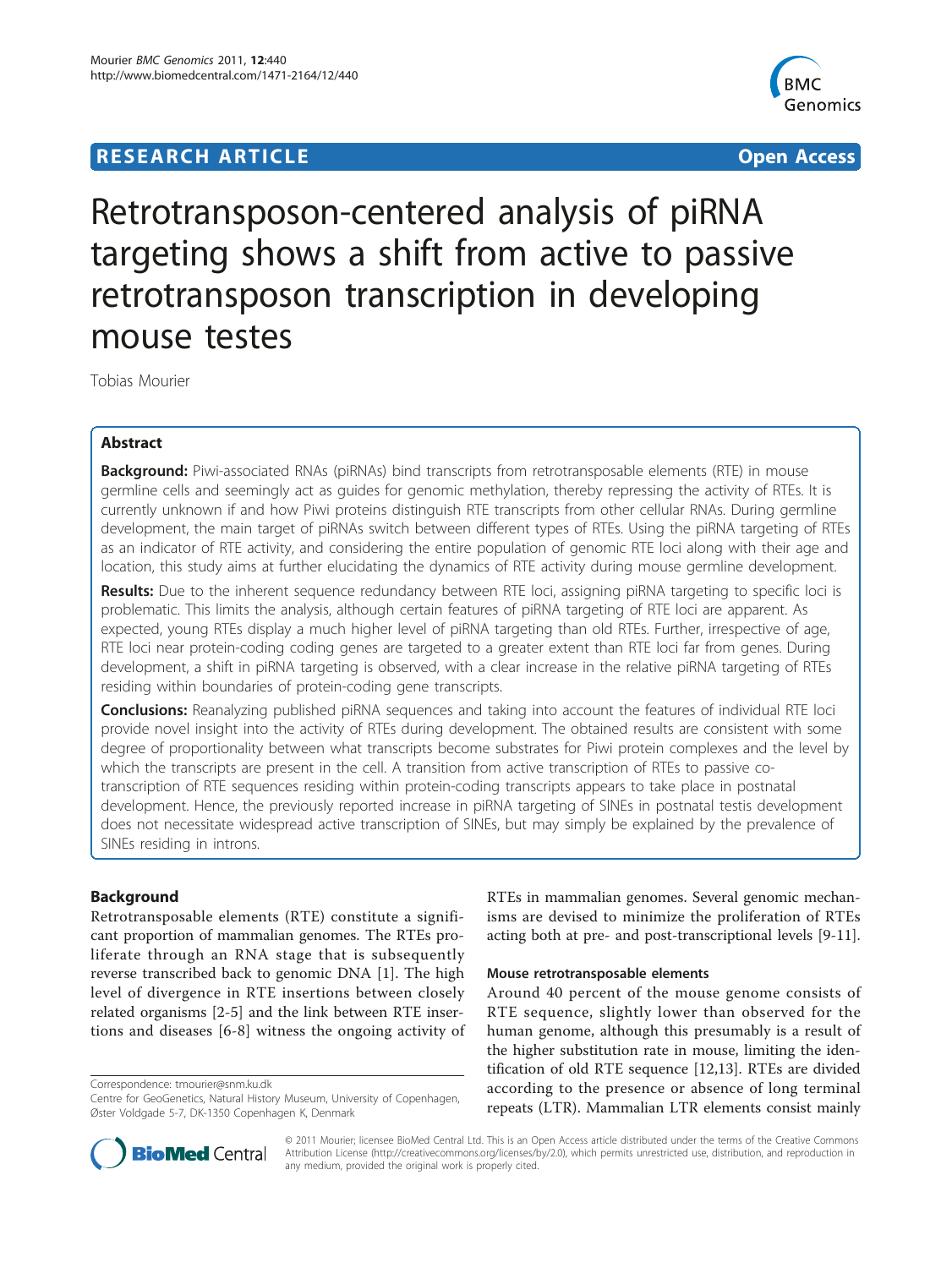**RESEARCH ARTICLE** **Open Access**

# Retrotransposon-centered analysis of piRNA targeting shows a shift from active to passive retrotransposon transcription in developing mouse testes

Tobias Mourier

## Abstract

**Background:** Piwi-associated RNAs (piRNAs) bind transcripts from retrotransposable elements (RTE) in mouse germline cells and seemingly act as guides for genomic methylation, thereby repressing the activity of RTEs. It is currently unknown if and how Piwi proteins distinguish RTE transcripts from other cellular RNAs. During germline development, the main target of piRNAs switch between different types of RTEs. Using the piRNA targeting of RTEs as an indicator of RTE activity, and considering the entire population of genomic RTE loci along with their age and location, this study aims at further elucidating the dynamics of RTE activity during mouse germline development.

**Results:** Due to the inherent sequence redundancy between RTE loci, assigning piRNA targeting to specific loci is problematic. This limits the analysis, although certain features of piRNA targeting of RTE loci are apparent. As expected, young RTEs display a much higher level of piRNA targeting than old RTEs. Further, irrespective of age, RTE loci near protein-coding coding genes are targeted to a greater extent than RTE loci far from genes. During development, a shift in piRNA targeting is observed, with a clear increase in the relative piRNA targeting of RTEs residing within boundaries of protein-coding gene transcripts.

**Conclusions:** Reanalyzing published piRNA sequences and taking into account the features of individual RTE loci provide novel insight into the activity of RTEs during development. The obtained results are consistent with some degree of proportionality between what transcripts become substrates for Piwi protein complexes and the level by which the transcripts are present in the cell. A transition from active transcription of RTEs to passive co-transcription of RTE sequences residing within protein-coding transcripts appears to take place in postnatal development. Hence, the previously reported increase in piRNA targeting of SINEs in postnatal testis development does not necessitate widespread active transcription of SINEs, but may simply be explained by the prevalence of SINEs residing in introns.

## Background

Retrotransposable elements (RTE) constitute a significant proportion of mammalian genomes. The RTEs proliferate through an RNA stage that is subsequently reverse transcribed back to genomic DNA [1]. The high level of divergence in RTE insertions between closely related organisms [2-5] and the link between RTE insertions and diseases [6-8] witness the ongoing activity of RTEs in mammalian genomes. Several genomic mechanisms are devised to minimize the proliferation of RTEs acting both at pre- and post-transcriptional levels [9-11].

### Mouse retrotransposable elements

Around 40 percent of the mouse genome consists of RTE sequence, slightly lower than observed for the human genome, although this presumably is a result of the higher substitution rate in mouse, limiting the identification of old RTE sequence [12,13]. RTEs are divided according to the presence or absence of long terminal repeats (LTR). Mammalian LTR elements consist mainly

Correspondence: tmourier@snm.ku.dk
Centre for GeoGenetics, Natural History Museum, University of Copenhagen, Øster Voldgade 5-7, DK-1350 Copenhagen K, Denmark

© 2011 Mourier; licensee BioMed Central Ltd. This is an Open Access article distributed under the terms of the Creative Commons Attribution License (http://creativecommons.org/licenses/by/2.0), which permits unrestricted use, distribution, and reproduction in any medium, provided the original work is properly cited.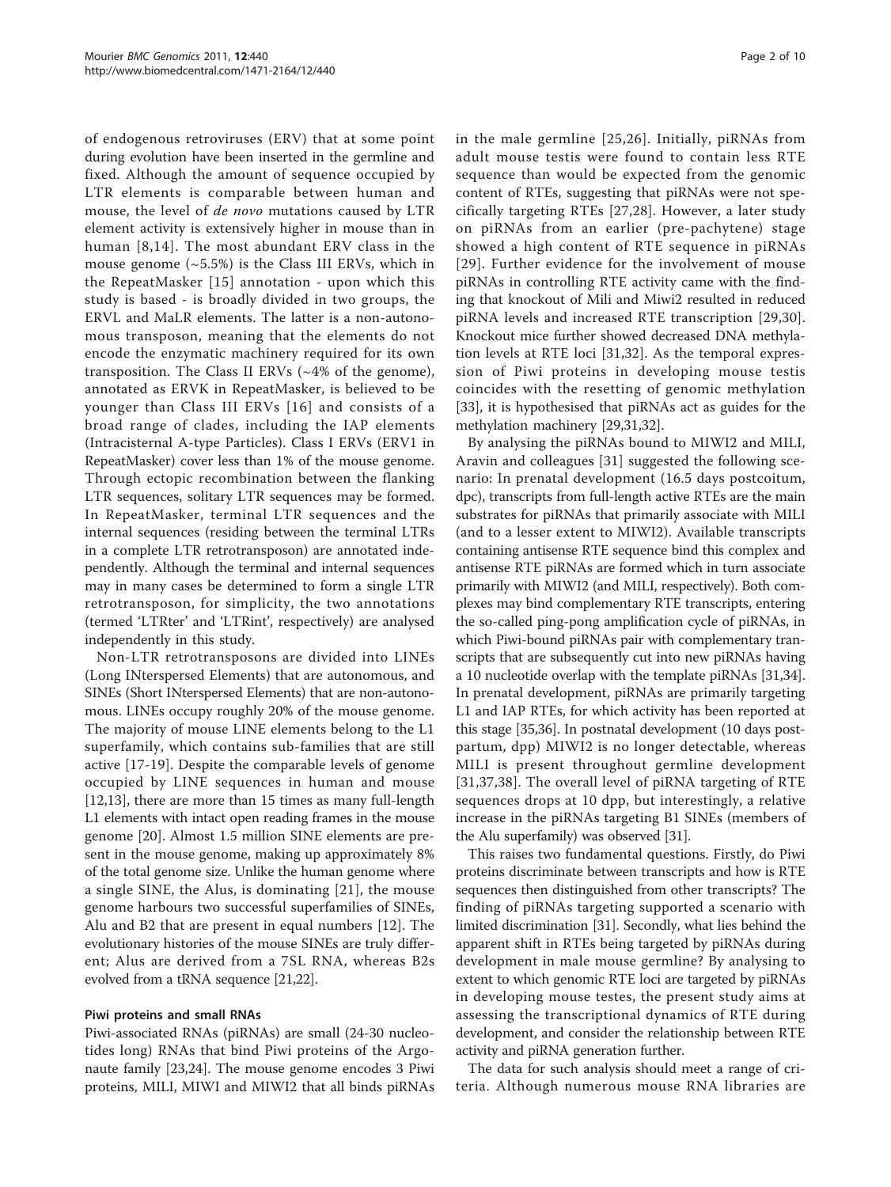of endogenous retroviruses (ERV) that at some point during evolution have been inserted in the germline and fixed. Although the amount of sequence occupied by LTR elements is comparable between human and mouse, the level of *de novo* mutations caused by LTR element activity is extensively higher in mouse than in human [8,14]. The most abundant ERV class in the mouse genome (~5.5%) is the Class III ERVs, which in the RepeatMasker [15] annotation - upon which this study is based - is broadly divided in two groups, the ERVL and MaLR elements. The latter is a non-autonomous transposon, meaning that the elements do not encode the enzymatic machinery required for its own transposition. The Class II ERVs (~4% of the genome), annotated as ERVK in RepeatMasker, is believed to be younger than Class III ERVs [16] and consists of a broad range of clades, including the IAP elements (Intracisternal A-type Particles). Class I ERVs (ERV1 in RepeatMasker) cover less than 1% of the mouse genome. Through ectopic recombination between the flanking LTR sequences, solitary LTR sequences may be formed. In RepeatMasker, terminal LTR sequences and the internal sequences (residing between the terminal LTRs in a complete LTR retrotransposon) are annotated independently. Although the terminal and internal sequences may in many cases be determined to form a single LTR retrotransposon, for simplicity, the two annotations (termed 'LTRter' and 'LTRint', respectively) are analysed independently in this study.

Non-LTR retrotransposons are divided into LINEs (Long INterspersed Elements) that are autonomous, and SINEs (Short INterspersed Elements) that are non-autonomous. LINEs occupy roughly 20% of the mouse genome. The majority of mouse LINE elements belong to the L1 superfamily, which contains sub-families that are still active [17-19]. Despite the comparable levels of genome occupied by LINE sequences in human and mouse [12,13], there are more than 15 times as many full-length L1 elements with intact open reading frames in the mouse genome [20]. Almost 1.5 million SINE elements are present in the mouse genome, making up approximately 8% of the total genome size. Unlike the human genome where a single SINE, the Alus, is dominating [21], the mouse genome harbours two successful superfamilies of SINEs, Alu and B2 that are present in equal numbers [12]. The evolutionary histories of the mouse SINEs are truly different; Alus are derived from a 7SL RNA, whereas B2s evolved from a tRNA sequence [21,22].

### Piwi proteins and small RNAs

Piwi-associated RNAs (piRNAs) are small (24-30 nucleotides long) RNAs that bind Piwi proteins of the Argonaute family [23,24]. The mouse genome encodes 3 Piwi proteins, MILI, MIWI and MIWI2 that all binds piRNAs in the male germline [25,26]. Initially, piRNAs from adult mouse testis were found to contain less RTE sequence than would be expected from the genomic content of RTEs, suggesting that piRNAs were not specifically targeting RTEs [27,28]. However, a later study on piRNAs from an earlier (pre-pachytene) stage showed a high content of RTE sequence in piRNAs [29]. Further evidence for the involvement of mouse piRNAs in controlling RTE activity came with the finding that knockout of Mili and Miwi2 resulted in reduced piRNA levels and increased RTE transcription [29,30]. Knockout mice further showed decreased DNA methylation levels at RTE loci [31,32]. As the temporal expression of Piwi proteins in developing mouse testis coincides with the resetting of genomic methylation [33], it is hypothesised that piRNAs act as guides for the methylation machinery [29,31,32].

By analysing the piRNAs bound to MIWI2 and MILI, Aravin and colleagues [31] suggested the following scenario: In prenatal development (16.5 days postcoitum, dpc), transcripts from full-length active RTEs are the main substrates for piRNAs that primarily associate with MILI (and to a lesser extent to MIWI2). Available transcripts containing antisense RTE sequence bind this complex and antisense RTE piRNAs are formed which in turn associate primarily with MIWI2 (and MILI, respectively). Both complexes may bind complementary RTE transcripts, entering the so-called ping-pong amplification cycle of piRNAs, in which Piwi-bound piRNAs pair with complementary transcripts that are subsequently cut into new piRNAs having a 10 nucleotide overlap with the template piRNAs [31,34]. In prenatal development, piRNAs are primarily targeting L1 and IAP RTEs, for which activity has been reported at this stage [35,36]. In postnatal development (10 days postpartum, dpp) MIWI2 is no longer detectable, whereas MILI is present throughout germline development [31,37,38]. The overall level of piRNA targeting of RTE sequences drops at 10 dpp, but interestingly, a relative increase in the piRNAs targeting B1 SINEs (members of the Alu superfamily) was observed [31].

This raises two fundamental questions. Firstly, do Piwi proteins discriminate between transcripts and how is RTE sequences then distinguished from other transcripts? The finding of piRNAs targeting supported a scenario with limited discrimination [31]. Secondly, what lies behind the apparent shift in RTEs being targeted by piRNAs during development in male mouse germline? By analysing to extent to which genomic RTE loci are targeted by piRNAs in developing mouse testes, the present study aims at assessing the transcriptional dynamics of RTE during development, and consider the relationship between RTE activity and piRNA generation further.

The data for such analysis should meet a range of criteria. Although numerous mouse RNA libraries are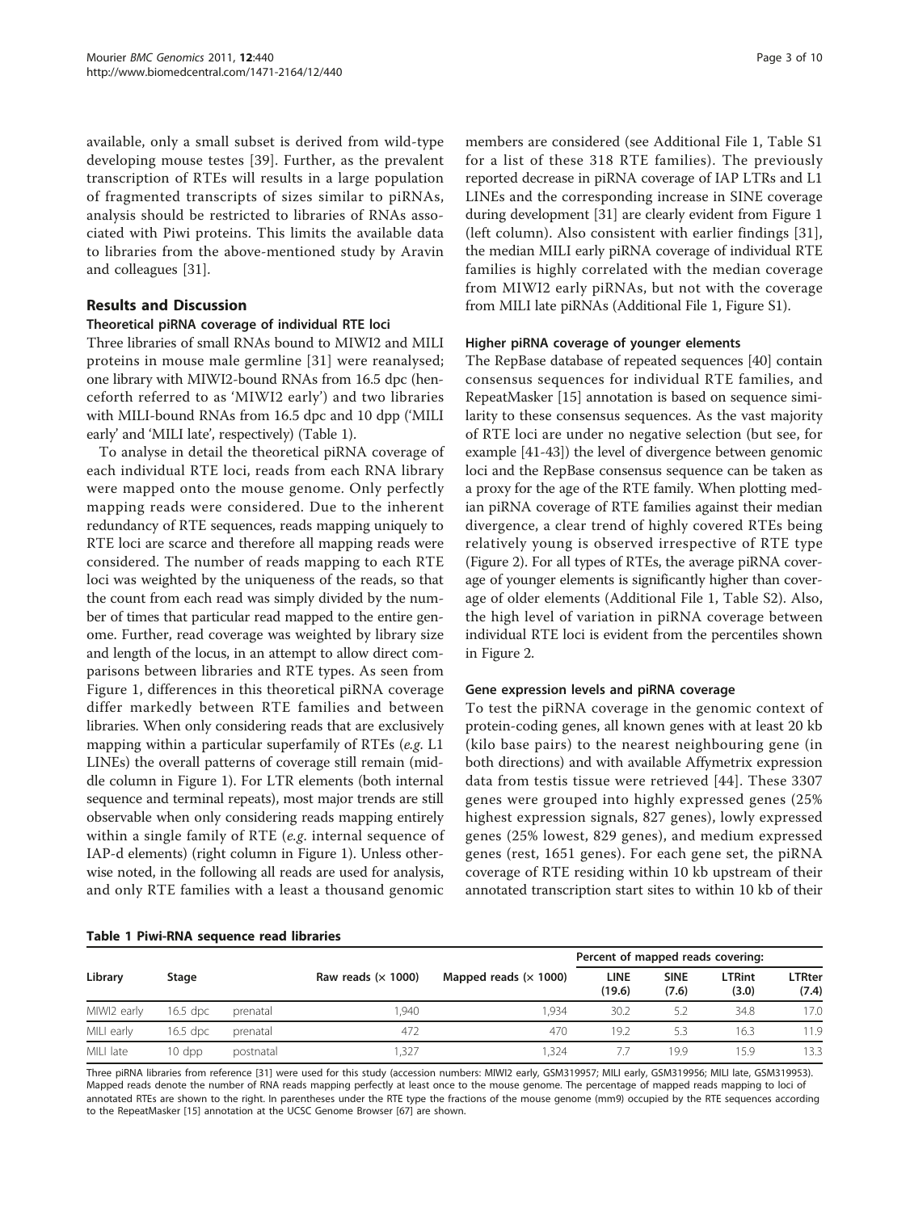available, only a small subset is derived from wild-type developing mouse testes [39]. Further, as the prevalent transcription of RTEs will results in a large population of fragmented transcripts of sizes similar to piRNAs, analysis should be restricted to libraries of RNAs associated with Piwi proteins. This limits the available data to libraries from the above-mentioned study by Aravin and colleagues [31].

## Results and Discussion

### Theoretical piRNA coverage of individual RTE loci

Three libraries of small RNAs bound to MIWI2 and MILI proteins in mouse male germline [31] were reanalysed; one library with MIWI2-bound RNAs from 16.5 dpc (henceforth referred to as 'MIWI2 early') and two libraries with MILI-bound RNAs from 16.5 dpc and 10 dpp ('MILI early' and 'MILI late', respectively) (Table 1).

To analyse in detail the theoretical piRNA coverage of each individual RTE loci, reads from each RNA library were mapped onto the mouse genome. Only perfectly mapping reads were considered. Due to the inherent redundancy of RTE sequences, reads mapping uniquely to RTE loci are scarce and therefore all mapping reads were considered. The number of reads mapping to each RTE loci was weighted by the uniqueness of the reads, so that the count from each read was simply divided by the number of times that particular read mapped to the entire genome. Further, read coverage was weighted by library size and length of the locus, in an attempt to allow direct comparisons between libraries and RTE types. As seen from Figure 1, differences in this theoretical piRNA coverage differ markedly between RTE families and between libraries. When only considering reads that are exclusively mapping within a particular superfamily of RTEs (*e.g.* L1 LINEs) the overall patterns of coverage still remain (middle column in Figure 1). For LTR elements (both internal sequence and terminal repeats), most major trends are still observable when only considering reads mapping entirely within a single family of RTE (*e.g.* internal sequence of IAP-d elements) (right column in Figure 1). Unless otherwise noted, in the following all reads are used for analysis, and only RTE families with a least a thousand genomic members are considered (see Additional File 1, Table S1 for a list of these 318 RTE families). The previously reported decrease in piRNA coverage of IAP LTRs and L1 LINEs and the corresponding increase in SINE coverage during development [31] are clearly evident from Figure 1 (left column). Also consistent with earlier findings [31], the median MILI early piRNA coverage of individual RTE families is highly correlated with the median coverage from MIWI2 early piRNAs, but not with the coverage from MILI late piRNAs (Additional File 1, Figure S1).

### Higher piRNA coverage of younger elements

The RepBase database of repeated sequences [40] contain consensus sequences for individual RTE families, and RepeatMasker [15] annotation is based on sequence similarity to these consensus sequences. As the vast majority of RTE loci are under no negative selection (but see, for example [41-43]) the level of divergence between genomic loci and the RepBase consensus sequence can be taken as a proxy for the age of the RTE family. When plotting median piRNA coverage of RTE families against their median divergence, a clear trend of highly covered RTEs being relatively young is observed irrespective of RTE type (Figure 2). For all types of RTEs, the average piRNA coverage of younger elements is significantly higher than coverage of older elements (Additional File 1, Table S2). Also, the high level of variation in piRNA coverage between individual RTE loci is evident from the percentiles shown in Figure 2.

### Gene expression levels and piRNA coverage

To test the piRNA coverage in the genomic context of protein-coding genes, all known genes with at least 20 kb (kilo base pairs) to the nearest neighbouring gene (in both directions) and with available Affymetrix expression data from testis tissue were retrieved [44]. These 3307 genes were grouped into highly expressed genes (25% highest expression signals, 827 genes), lowly expressed genes (25% lowest, 829 genes), and medium expressed genes (rest, 1651 genes). For each gene set, the piRNA coverage of RTE residing within 10 kb upstream of their annotated transcription start sites to within 10 kb of their

**Table 1 Piwi-RNA sequence read libraries**

| Library | Stage | | Raw reads (× 1000) | Mapped reads (× 1000) | Percent of mapped reads covering: | | | |
|---|---|---|---|---|---|---|---|---|
| | | | | | LINE (19.6) | SINE (7.6) | LTRint (3.0) | LTRter (7.4) |
| MIWI2 early | 16.5 dpc | prenatal | 1,940 | 1,934 | 30.2 | 5.2 | 34.8 | 17.0 |
| MILI early | 16.5 dpc | prenatal | 472 | 470 | 19.2 | 5.3 | 16.3 | 11.9 |
| MILI late | 10 dpp | postnatal | 1,327 | 1,324 | 7.7 | 19.9 | 15.9 | 13.3 |

Three piRNA libraries from reference [31] were used for this study (accession numbers: MIWI2 early, GSM319957; MILI early, GSM319956; MILI late, GSM319953). Mapped reads denote the number of RNA reads mapping perfectly at least once to the mouse genome. The percentage of mapped reads mapping to loci of annotated RTEs are shown to the right. In parentheses under the RTE type the fractions of the mouse genome (mm9) occupied by the RTE sequences according to the RepeatMasker [15] annotation at the UCSC Genome Browser [67] are shown.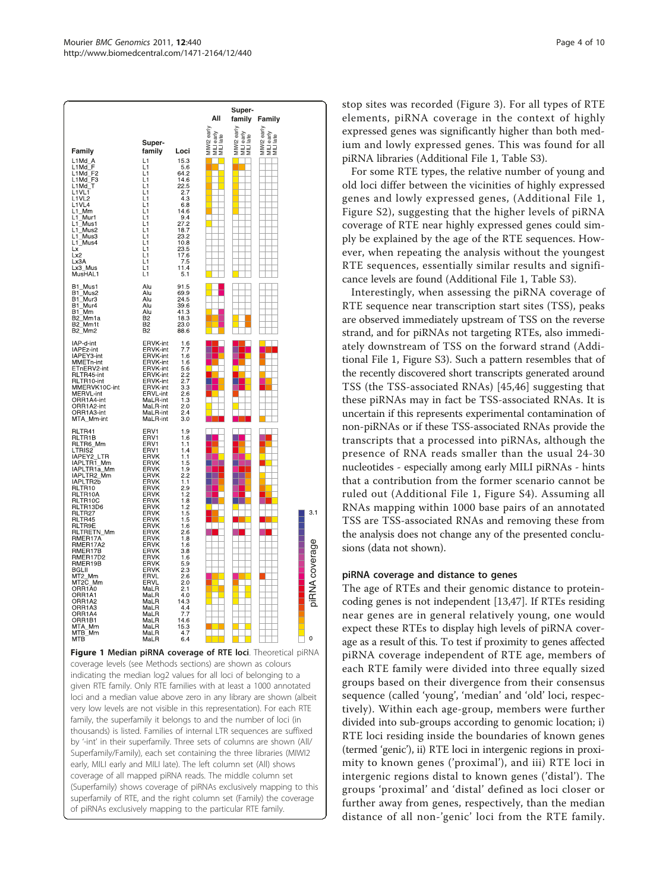**Figure 1 Median piRNA coverage of RTE loci**. Theoretical piRNA coverage levels (see Methods sections) are shown as colours indicating the median log2 values for all loci of belonging to a given RTE family. Only RTE families with at least a 1000 annotated loci and a median value above zero in any library are shown (albeit very low levels are not visible in this representation). For each RTE family, the superfamily it belongs to and the number of loci (in thousands) is listed. Families of internal LTR sequences are suffixed by '-int' in their superfamily. Three sets of columns are shown (All/Superfamily/Family), each set containing the three libraries (MIWI2 early, MILI early and MILI late). The left column set (All) shows coverage of all mapped piRNA reads. The middle column set (Superfamily) shows coverage of piRNAs exclusively mapping to this superfamily of RTE, and the right column set (Family) the coverage of piRNAs exclusively mapping to the particular RTE family.

stop sites was recorded (Figure 3). For all types of RTE elements, piRNA coverage in the context of highly expressed genes was significantly higher than both medium and lowly expressed genes. This was found for all piRNA libraries (Additional File 1, Table S3).

For some RTE types, the relative number of young and old loci differ between the vicinities of highly expressed genes and lowly expressed genes, (Additional File 1, Figure S2), suggesting that the higher levels of piRNA coverage of RTE near highly expressed genes could simply be explained by the age of the RTE sequences. However, when repeating the analysis without the youngest RTE sequences, essentially similar results and significance levels are found (Additional File 1, Table S3).

Interestingly, when assessing the piRNA coverage of RTE sequence near transcription start sites (TSS), peaks are observed immediately upstream of TSS on the reverse strand, and for piRNAs not targeting RTEs, also immediately downstream of TSS on the forward strand (Additional File 1, Figure S3). Such a pattern resembles that of the recently discovered short transcripts generated around TSS (the TSS-associated RNAs) [45,46] suggesting that these piRNAs may in fact be TSS-associated RNAs. It is uncertain if this represents experimental contamination of non-piRNAs or if these TSS-associated RNAs provide the transcripts that a processed into piRNAs, although the presence of RNA reads smaller than the usual 24-30 nucleotides - especially among early MILI piRNAs - hints that a contribution from the former scenario cannot be ruled out (Additional File 1, Figure S4). Assuming all RNAs mapping within 1000 base pairs of an annotated TSS are TSS-associated RNAs and removing these from the analysis does not change any of the presented conclusions (data not shown).

### piRNA coverage and distance to genes

The age of RTEs and their genomic distance to protein-coding genes is not independent [13,47]. If RTEs residing near genes are in general relatively young, one would expect these RTEs to display high levels of piRNA coverage as a result of this. To test if proximity to genes affected piRNA coverage independent of RTE age, members of each RTE family were divided into three equally sized groups based on their divergence from their consensus sequence (called 'young', 'median' and 'old' loci, respectively). Within each age-group, members were further divided into sub-groups according to genomic location; i) RTE loci residing inside the boundaries of known genes (termed 'genic'), ii) RTE loci in intergenic regions in proximity to known genes ('proximal'), and iii) RTE loci in intergenic regions distal to known genes ('distal'). The groups 'proximal' and 'distal' defined as loci closer or further away from genes, respectively, than the median distance of all non-'genic' loci from the RTE family.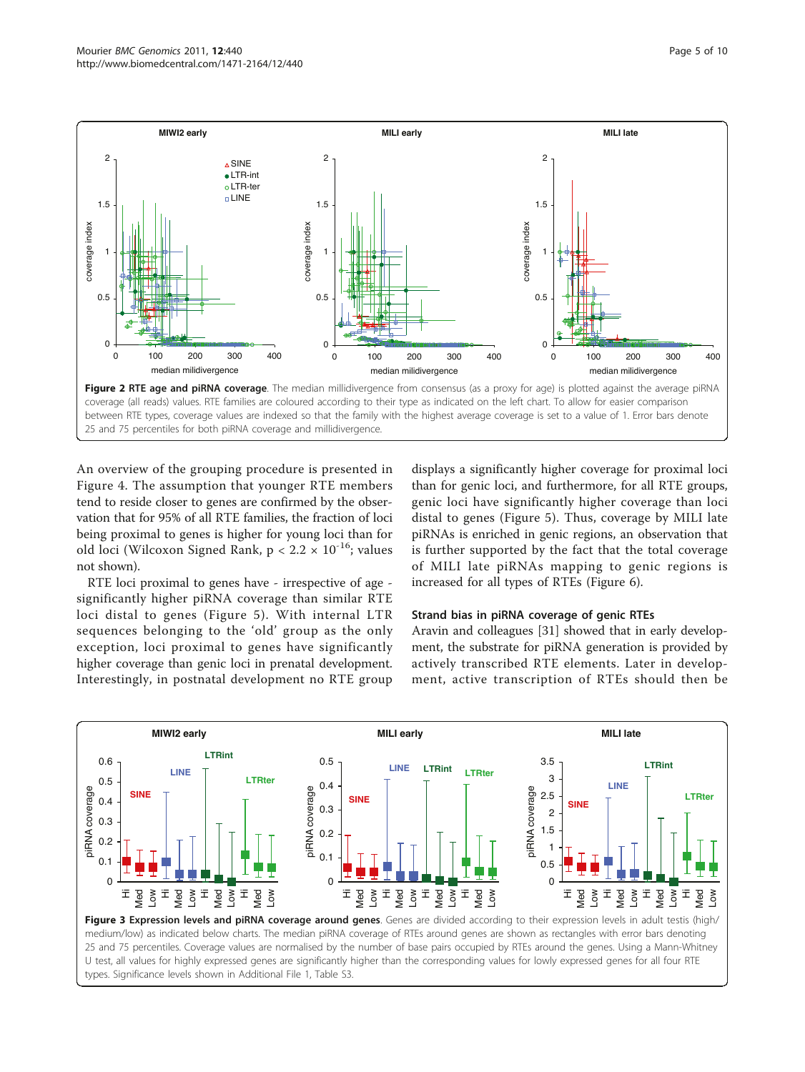**Figure 2 RTE age and piRNA coverage**. The median millidivergence from consensus (as a proxy for age) is plotted against the average piRNA coverage (all reads) values. RTE families are coloured according to their type as indicated on the left chart. To allow for easier comparison between RTE types, coverage values are indexed so that the family with the highest average coverage is set to a value of 1. Error bars denote 25 and 75 percentiles for both piRNA coverage and millidivergence.

An overview of the grouping procedure is presented in Figure 4. The assumption that younger RTE members tend to reside closer to genes are confirmed by the observation that for 95% of all RTE families, the fraction of loci being proximal to genes is higher for young loci than for old loci (Wilcoxon Signed Rank, $p < 2.2 \times 10^{-16}$; values not shown).

RTE loci proximal to genes have - irrespective of age - significantly higher piRNA coverage than similar RTE loci distal to genes (Figure 5). With internal LTR sequences belonging to the 'old' group as the only exception, loci proximal to genes have significantly higher coverage than genic loci in prenatal development. Interestingly, in postnatal development no RTE group displays a significantly higher coverage for proximal loci than for genic loci, and furthermore, for all RTE groups, genic loci have significantly higher coverage than loci distal to genes (Figure 5). Thus, coverage by MILI late piRNAs is enriched in genic regions, an observation that is further supported by the fact that the total coverage of MILI late piRNAs mapping to genic regions is increased for all types of RTEs (Figure 6).

### Strand bias in piRNA coverage of genic RTEs

Aravin and colleagues [31] showed that in early development, the substrate for piRNA generation is provided by actively transcribed RTE elements. Later in development, active transcription of RTEs should then be

**Figure 3 Expression levels and piRNA coverage around genes**. Genes are divided according to their expression levels in adult testis (high/medium/low) as indicated below charts. The median piRNA coverage of RTEs around genes are shown as rectangles with error bars denoting 25 and 75 percentiles. Coverage values are normalised by the number of base pairs occupied by RTEs around the genes. Using a Mann-Whitney U test, all values for highly expressed genes are significantly higher than the corresponding values for lowly expressed genes for all four RTE types. Significance levels shown in Additional File 1, Table S3.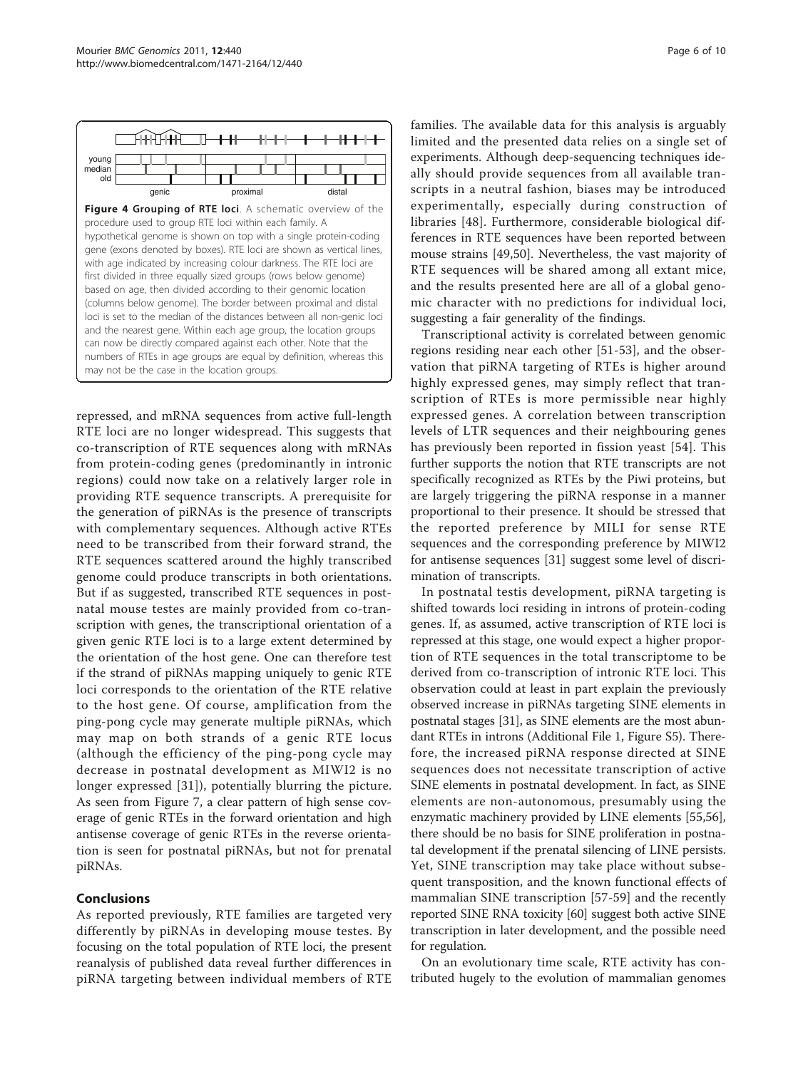young
median
old
genic
proximal
distal

**Figure 4 Grouping of RTE loci**. A schematic overview of the procedure used to group RTE loci within each family. A hypothetical genome is shown on top with a single protein-coding gene (exons denoted by boxes). RTE loci are shown as vertical lines, with age indicated by increasing colour darkness. The RTE loci are first divided in three equally sized groups (rows below genome) based on age, then divided according to their genomic location (columns below genome). The border between proximal and distal loci is set to the median of the distances between all non-genic loci and the nearest gene. Within each age group, the location groups can now be directly compared against each other. Note that the numbers of RTEs in age groups are equal by definition, whereas this may not be the case in the location groups.

repressed, and mRNA sequences from active full-length RTE loci are no longer widespread. This suggests that co-transcription of RTE sequences along with mRNAs from protein-coding genes (predominantly in intronic regions) could now take on a relatively larger role in providing RTE sequence transcripts. A prerequisite for the generation of piRNAs is the presence of transcripts with complementary sequences. Although active RTEs need to be transcribed from their forward strand, the RTE sequences scattered around the highly transcribed genome could produce transcripts in both orientations. But if as suggested, transcribed RTE sequences in postnatal mouse testes are mainly provided from co-transcription with genes, the transcriptional orientation of a given genic RTE locus is to a large extent determined by the orientation of the host gene. One can therefore test if the strand of piRNAs mapping uniquely to genic RTE loci corresponds to the orientation of the RTE relative to the host gene. Of course, amplification from the ping-pong cycle may generate multiple piRNAs, which may map on both strands of a genic RTE locus (although the efficiency of the ping-pong cycle may decrease in postnatal development as MIWI2 is no longer expressed [31]), potentially blurring the picture. As seen from Figure 7, a clear pattern of high sense coverage of genic RTEs in the forward orientation and high antisense coverage of genic RTEs in the reverse orientation is seen for postnatal piRNAs, but not for prenatal piRNAs.

## Conclusions

As reported previously, RTE families are targeted very differently by piRNAs in developing mouse testes. By focusing on the total population of RTE loci, the present reanalysis of published data reveal further differences in piRNA targeting between individual members of RTE families. The available data for this analysis is arguably limited and the presented data relies on a single set of experiments. Although deep-sequencing techniques ideally should provide sequences from all available transcripts in a neutral fashion, biases may be introduced experimentally, especially during construction of libraries [48]. Furthermore, considerable biological differences in RTE sequences have been reported between mouse strains [49,50]. Nevertheless, the vast majority of RTE sequences will be shared among all extant mice, and the results presented here are all of a global genomic character with no predictions for individual loci, suggesting a fair generality of the findings.

Transcriptional activity is correlated between genomic regions residing near each other [51-53], and the observation that piRNA targeting of RTEs is higher around highly expressed genes, may simply reflect that transcription of RTEs is more permissible near highly expressed genes. A correlation between transcription levels of LTR sequences and their neighbouring genes has previously been reported in fission yeast [54]. This further supports the notion that RTE transcripts are not specifically recognized as RTEs by the Piwi proteins, but are largely triggering the piRNA response in a manner proportional to their presence. It should be stressed that the reported preference by MILI for sense RTE sequences and the corresponding preference by MIWI2 for antisense sequences [31] suggest some level of discrimination of transcripts.

In postnatal testis development, piRNA targeting is shifted towards loci residing in introns of protein-coding genes. If, as assumed, active transcription of RTE loci is repressed at this stage, one would expect a higher proportion of RTE sequences in the total transcriptome to be derived from co-transcription of intronic RTE loci. This observation could at least in part explain the previously observed increase in piRNAs targeting SINE elements in postnatal stages [31], as SINE elements are the most abundant RTEs in introns (Additional File 1, Figure S5). Therefore, the increased piRNA response directed at SINE sequences does not necessitate transcription of active SINE elements in postnatal development. In fact, as SINE elements are non-autonomous, presumably using the enzymatic machinery provided by LINE elements [55,56], there should be no basis for SINE proliferation in postnatal development if the prenatal silencing of LINE persists. Yet, SINE transcription may take place without subsequent transposition, and the known functional effects of mammalian SINE transcription [57-59] and the recently reported SINE RNA toxicity [60] suggest both active SINE transcription in later development, and the possible need for regulation.

On an evolutionary time scale, RTE activity has contributed hugely to the evolution of mammalian genomes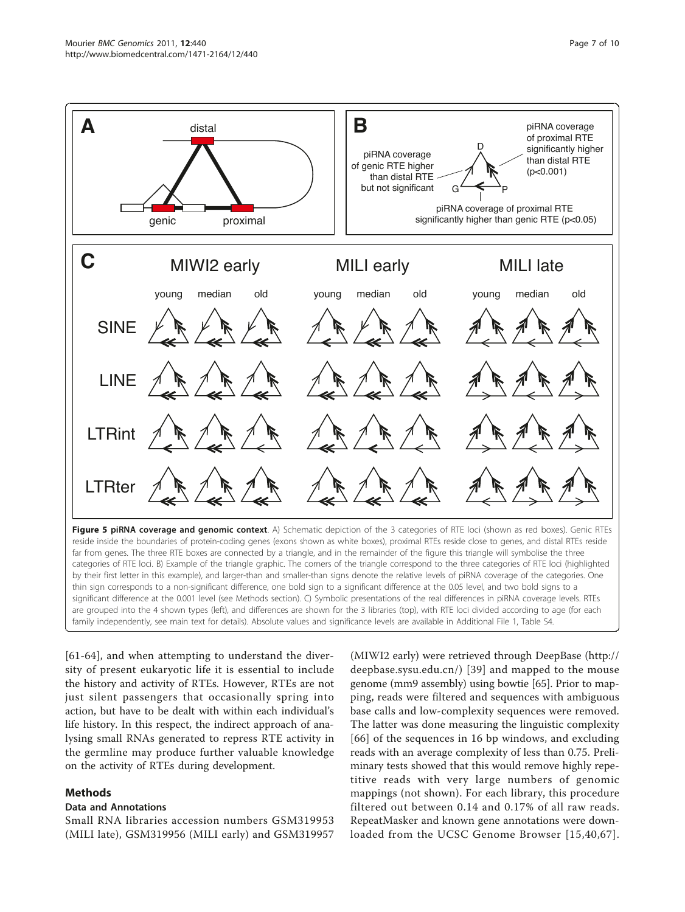**Figure 5 piRNA coverage and genomic context**. A) Schematic depiction of the 3 categories of RTE loci (shown as red boxes). Genic RTEs reside inside the boundaries of protein-coding genes (exons shown as white boxes), proximal RTEs reside close to genes, and distal RTEs reside far from genes. The three RTE boxes are connected by a triangle, and in the remainder of the figure this triangle will symbolise the three categories of RTE loci. B) Example of the triangle graphic. The corners of the triangle correspond to the three categories of RTE loci (highlighted by their first letter in this example), and larger-than and smaller-than signs denote the relative levels of piRNA coverage of the categories. One thin sign corresponds to a non-significant difference, one bold sign to a significant difference at the 0.05 level, and two bold signs to a significant difference at the 0.001 level (see Methods section). C) Symbolic presentations of the real differences in piRNA coverage levels. RTEs are grouped into the 4 shown types (left), and differences are shown for the 3 libraries (top), with RTE loci divided according to age (for each family independently, see main text for details). Absolute values and significance levels are available in Additional File 1, Table S4.

[61-64], and when attempting to understand the diversity of present eukaryotic life it is essential to include the history and activity of RTEs. However, RTEs are not just silent passengers that occasionally spring into action, but have to be dealt with within each individual's life history. In this respect, the indirect approach of analysing small RNAs generated to repress RTE activity in the germline may produce further valuable knowledge on the activity of RTEs during development.

## Methods

### Data and Annotations

Small RNA libraries accession numbers GSM319953 (MILI late), GSM319956 (MILI early) and GSM319957 (MIWI2 early) were retrieved through DeepBase (http://deepbase.sysu.edu.cn/) [39] and mapped to the mouse genome (mm9 assembly) using bowtie [65]. Prior to mapping, reads were filtered and sequences with ambiguous base calls and low-complexity sequences were removed. The latter was done measuring the linguistic complexity [66] of the sequences in 16 bp windows, and excluding reads with an average complexity of less than 0.75. Preliminary tests showed that this would remove highly repetitive reads with very large numbers of genomic mappings (not shown). For each library, this procedure filtered out between 0.14 and 0.17% of all raw reads. RepeatMasker and known gene annotations were downloaded from the UCSC Genome Browser [15,40,67].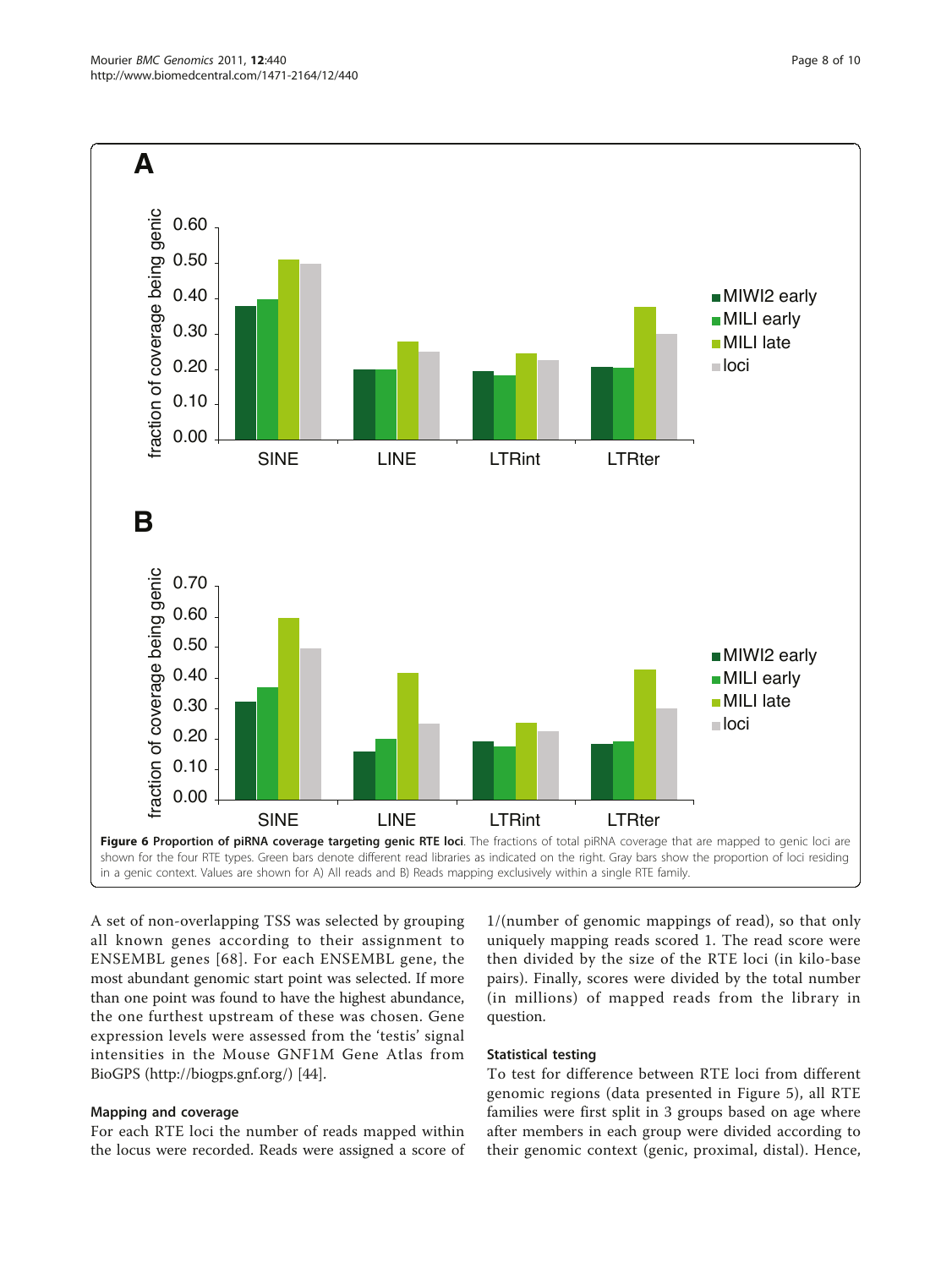**Figure 6 Proportion of piRNA coverage targeting genic RTE loci**. The fractions of total piRNA coverage that are mapped to genic loci are shown for the four RTE types. Green bars denote different read libraries as indicated on the right. Gray bars show the proportion of loci residing in a genic context. Values are shown for A) All reads and B) Reads mapping exclusively within a single RTE family.

A set of non-overlapping TSS was selected by grouping all known genes according to their assignment to ENSEMBL genes [68]. For each ENSEMBL gene, the most abundant genomic start point was selected. If more than one point was found to have the highest abundance, the one furthest upstream of these was chosen. Gene expression levels were assessed from the 'testis' signal intensities in the Mouse GNF1M Gene Atlas from BioGPS (http://biogps.gnf.org/) [44].

### Mapping and coverage

For each RTE loci the number of reads mapped within the locus were recorded. Reads were assigned a score of 1/(number of genomic mappings of read), so that only uniquely mapping reads scored 1. The read score were then divided by the size of the RTE loci (in kilo-base pairs). Finally, scores were divided by the total number (in millions) of mapped reads from the library in question.

### Statistical testing

To test for difference between RTE loci from different genomic regions (data presented in Figure 5), all RTE families were first split in 3 groups based on age where after members in each group were divided according to their genomic context (genic, proximal, distal). Hence,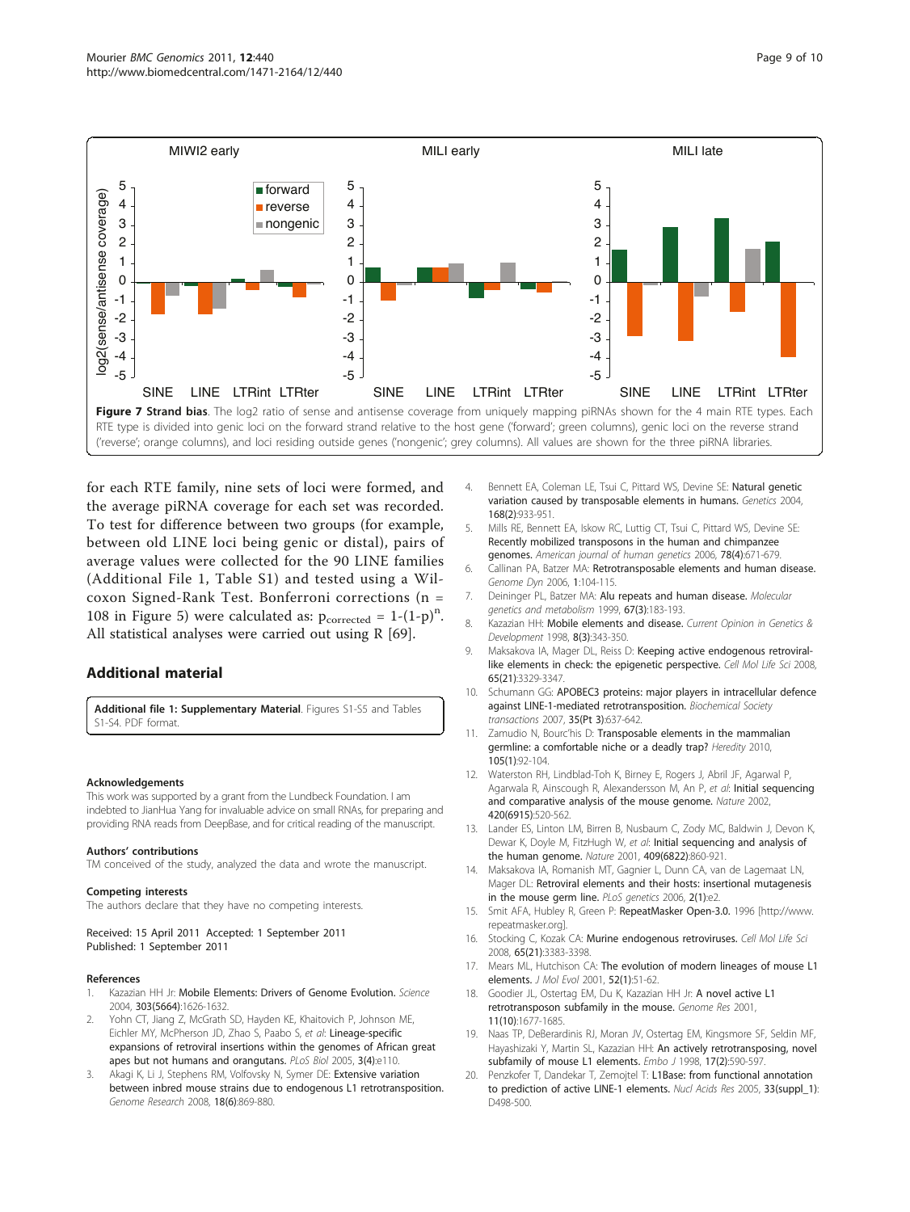**Figure 7 Strand bias**. The log2 ratio of sense and antisense coverage from uniquely mapping piRNAs shown for the 4 main RTE types. Each RTE type is divided into genic loci on the forward strand relative to the host gene ('forward'; green columns), genic loci on the reverse strand ('reverse'; orange columns), and loci residing outside genes ('nongenic'; grey columns). All values are shown for the three piRNA libraries.

for each RTE family, nine sets of loci were formed, and the average piRNA coverage for each set was recorded. To test for difference between two groups (for example, between old LINE loci being genic or distal), pairs of average values were collected for the 90 LINE families (Additional File 1, Table S1) and tested using a Wilcoxon Signed-Rank Test. Bonferroni corrections (n = 108 in Figure 5) were calculated as: $p_{corrected} = 1-(1-p)^n$. All statistical analyses were carried out using R [69].

## Additional material

**Additional file 1: Supplementary Material**. Figures S1-S5 and Tables S1-S4. PDF format.

### Acknowledgements

This work was supported by a grant from the Lundbeck Foundation. I am indebted to JianHua Yang for invaluable advice on small RNAs, for preparing and providing RNA reads from DeepBase, and for critical reading of the manuscript.

### Authors' contributions

TM conceived of the study, analyzed the data and wrote the manuscript.

### Competing interests

The authors declare that they have no competing interests.

Received: 15 April 2011 Accepted: 1 September 2011
Published: 1 September 2011

### References

1. Kazazian HH Jr: **Mobile Elements: Drivers of Genome Evolution.** *Science* 2004, **303(5664)**:1626-1632.
2. Yohn CT, Jiang Z, McGrath SD, Hayden KE, Khaitovich P, Johnson ME, Eichler MY, McPherson JD, Zhao S, Paabo S, *et al*: **Lineage-specific expansions of retroviral insertions within the genomes of African great apes but not humans and orangutans.** *PLoS Biol* 2005, **3(4)**:e110.
3. Akagi K, Li J, Stephens RM, Volfovsky N, Symer DE: **Extensive variation between inbred mouse strains due to endogenous L1 retrotransposition.** *Genome Research* 2008, **18(6)**:869-880.
4. Bennett EA, Coleman LE, Tsui C, Pittard WS, Devine SE: **Natural genetic variation caused by transposable elements in humans.** *Genetics* 2004, **168(2)**:933-951.
5. Mills RE, Bennett EA, Iskow RC, Luttig CT, Tsui C, Pittard WS, Devine SE: **Recently mobilized transposons in the human and chimpanzee genomes.** *American journal of human genetics* 2006, **78(4)**:671-679.
6. Callinan PA, Batzer MA: **Retrotransposable elements and human disease.** *Genome Dyn* 2006, **1**:104-115.
7. Deininger PL, Batzer MA: **Alu repeats and human disease.** *Molecular genetics and metabolism* 1999, **67(3)**:183-193.
8. Kazazian HH: **Mobile elements and disease.** *Current Opinion in Genetics & Development* 1998, **8(3)**:343-350.
9. Maksakova IA, Mager DL, Reiss D: **Keeping active endogenous retroviral-like elements in check: the epigenetic perspective.** *Cell Mol Life Sci* 2008, **65(21)**:3329-3347.
10. Schumann GG: **APOBEC3 proteins: major players in intracellular defence against LINE-1-mediated retrotransposition.** *Biochemical Society transactions* 2007, **35(Pt 3)**:637-642.
11. Zamudio N, Bourc'his D: **Transposable elements in the mammalian germline: a comfortable niche or a deadly trap?** *Heredity* 2010, **105(1)**:92-104.
12. Waterston RH, Lindblad-Toh K, Birney E, Rogers J, Abril JF, Agarwal P, Agarwala R, Ainscough R, Alexandersson M, An P, *et al*: **Initial sequencing and comparative analysis of the mouse genome.** *Nature* 2002, **420(6915)**:520-562.
13. Lander ES, Linton LM, Birren B, Nusbaum C, Zody MC, Baldwin J, Devon K, Dewar K, Doyle M, FitzHugh W, *et al*: **Initial sequencing and analysis of the human genome.** *Nature* 2001, **409(6822)**:860-921.
14. Maksakova IA, Romanish MT, Gagnier L, Dunn CA, van de Lagemaat LN, Mager DL: **Retroviral elements and their hosts: insertional mutagenesis in the mouse germ line.** *PLoS genetics* 2006, **2(1)**:e2.
15. Smit AFA, Hubley R, Green P: **RepeatMasker Open-3.0.** 1996 [http://www.repeatmasker.org].
16. Stocking C, Kozak CA: **Murine endogenous retroviruses.** *Cell Mol Life Sci* 2008, **65(21)**:3383-3398.
17. Mears ML, Hutchison CA: **The evolution of modern lineages of mouse L1 elements.** *J Mol Evol* 2001, **52(1)**:51-62.
18. Goodier JL, Ostertag EM, Du K, Kazazian HH Jr: **A novel active L1 retrotransposon subfamily in the mouse.** *Genome Res* 2001, **11(10)**:1677-1685.
19. Naas TP, DeBerardinis RJ, Moran JV, Ostertag EM, Kingsmore SF, Seldin MF, Hayashizaki Y, Martin SL, Kazazian HH: **An actively retrotransposing, novel subfamily of mouse L1 elements.** *Embo J* 1998, **17(2)**:590-597.
20. Penzkofer T, Dandekar T, Zemojtel T: **L1Base: from functional annotation to prediction of active LINE-1 elements.** *Nucl Acids Res* 2005, **33(suppl_1)**:D498-500.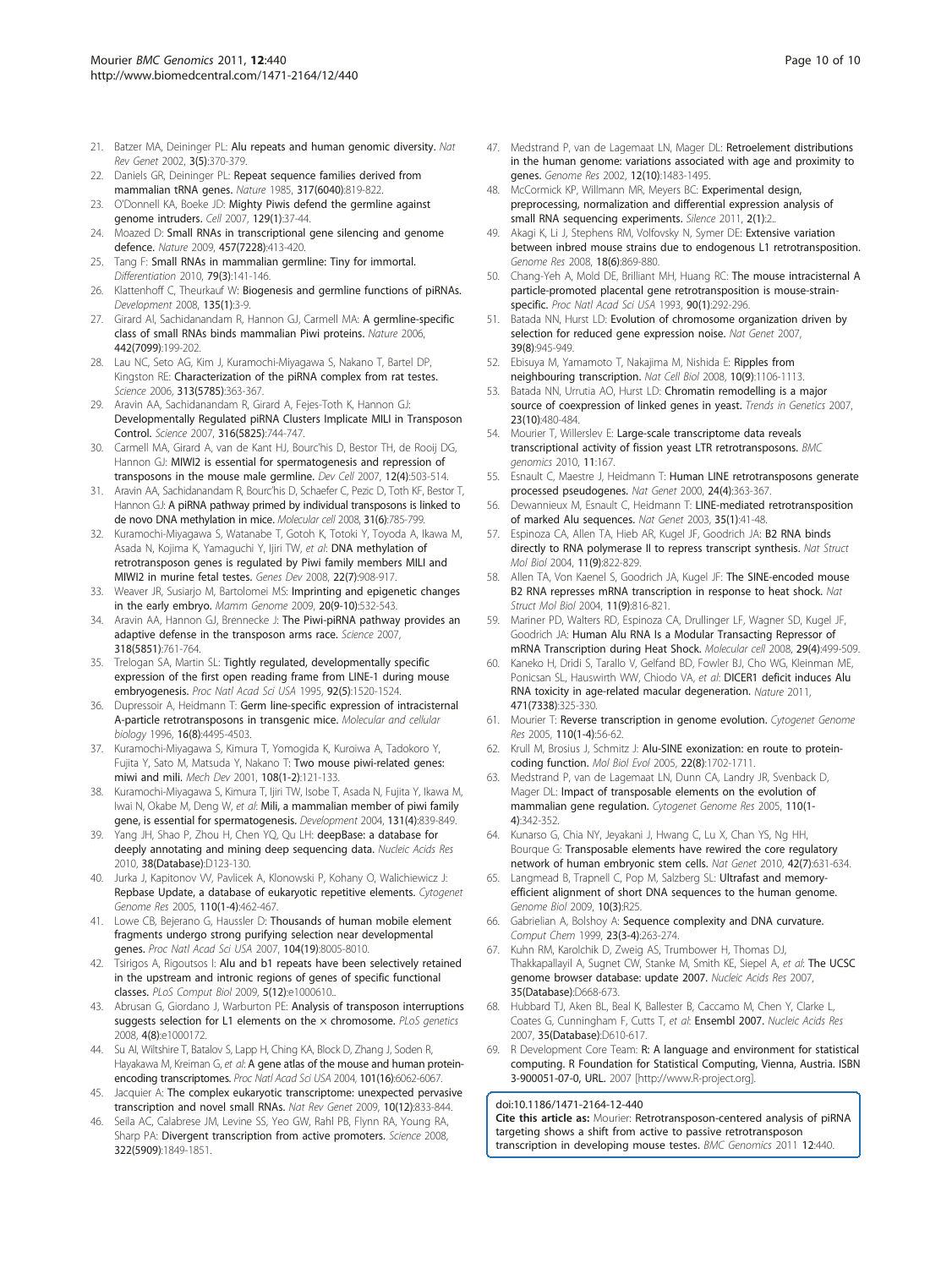21. Batzer MA, Deininger PL: **Alu repeats and human genomic diversity.** *Nat Rev Genet* 2002, **3(5)**:370-379.
22. Daniels GR, Deininger PL: **Repeat sequence families derived from mammalian tRNA genes.** *Nature* 1985, **317(6040)**:819-822.
23. O'Donnell KA, Boeke JD: **Mighty Piwis defend the germline against genome intruders.** *Cell* 2007, **129(1)**:37-44.
24. Moazed D: **Small RNAs in transcriptional gene silencing and genome defence.** *Nature* 2009, **457(7228)**:413-420.
25. Tang F: **Small RNAs in mammalian germline: Tiny for immortal.** *Differentiation* 2010, **79(3)**:141-146.
26. Klattenhoff C, Theurkauf W: **Biogenesis and germline functions of piRNAs.** *Development* 2008, **135(1)**:3-9.
27. Girard AI, Sachidanandam R, Hannon GJ, Carmell MA: **A germline-specific class of small RNAs binds mammalian Piwi proteins.** *Nature* 2006, **442(7099)**:199-202.
28. Lau NC, Seto AG, Kim J, Kuramochi-Miyagawa S, Nakano T, Bartel DP, Kingston RE: **Characterization of the piRNA complex from rat testes.** *Science* 2006, **313(5785)**:363-367.
29. Aravin AA, Sachidanandam R, Girard A, Fejes-Toth K, Hannon GJ: **Developmentally Regulated piRNA Clusters Implicate MILI in Transposon Control.** *Science* 2007, **316(5825)**:744-747.
30. Carmell MA, Girard A, van de Kant HJ, Bourc'his D, Bestor TH, de Rooij DG, Hannon GJ: **MIWI2 is essential for spermatogenesis and repression of transposons in the mouse male germline.** *Dev Cell* 2007, **12(4)**:503-514.
31. Aravin AA, Sachidanandam R, Bourc'his D, Schaefer C, Pezic D, Toth KF, Bestor T, Hannon GJ: **A piRNA pathway primed by individual transposons is linked to de novo DNA methylation in mice.** *Molecular cell* 2008, **31(6)**:785-799.
32. Kuramochi-Miyagawa S, Watanabe T, Gotoh K, Totoki Y, Toyoda A, Ikawa M, Asada N, Kojima K, Yamaguchi Y, Ijiri TW, *et al*: **DNA methylation of retrotransposon genes is regulated by Piwi family members MILI and MIWI2 in murine fetal testes.** *Genes Dev* 2008, **22(7)**:908-917.
33. Weaver JR, Susiarjo M, Bartolomei MS: **Imprinting and epigenetic changes in the early embryo.** *Mamm Genome* 2009, **20(9-10)**:532-543.
34. Aravin AA, Hannon GJ, Brennecke J: **The Piwi-piRNA pathway provides an adaptive defense in the transposon arms race.** *Science* 2007, **318(5851)**:761-764.
35. Trelogan SA, Martin SL: **Tightly regulated, developmentally specific expression of the first open reading frame from LINE-1 during mouse embryogenesis.** *Proc Natl Acad Sci USA* 1995, **92(5)**:1520-1524.
36. Dupressoir A, Heidmann T: **Germ line-specific expression of intracisternal A-particle retrotransposons in transgenic mice.** *Molecular and cellular biology* 1996, **16(8)**:4495-4503.
37. Kuramochi-Miyagawa S, Kimura T, Yomogida K, Kuroiwa A, Tadokoro Y, Fujita Y, Sato M, Matsuda Y, Nakano T: **Two mouse piwi-related genes: miwi and mili.** *Mech Dev* 2001, **108(1-2)**:121-133.
38. Kuramochi-Miyagawa S, Kimura T, Ijiri TW, Isobe T, Asada N, Fujita Y, Ikawa M, Iwai N, Okabe M, Deng W, *et al*: **Mili, a mammalian member of piwi family gene, is essential for spermatogenesis.** *Development* 2004, **131(4)**:839-849.
39. Yang JH, Shao P, Zhou H, Chen YQ, Qu LH: **deepBase: a database for deeply annotating and mining deep sequencing data.** *Nucleic Acids Res* 2010, **38(Database)**:D123-130.
40. Jurka J, Kapitonov VV, Pavlicek A, Klonowski P, Kohany O, Walichiewicz J: **Repbase Update, a database of eukaryotic repetitive elements.** *Cytogenet Genome Res* 2005, **110(1-4)**:462-467.
41. Lowe CB, Bejerano G, Haussler D: **Thousands of human mobile element fragments undergo strong purifying selection near developmental genes.** *Proc Natl Acad Sci USA* 2007, **104(19)**:8005-8010.
42. Tsirigos A, Rigoutsos I: **Alu and b1 repeats have been selectively retained in the upstream and intronic regions of genes of specific functional classes.** *PLoS Comput Biol* 2009, **5(12)**:e1000610..
43. Abrusan G, Giordano J, Warburton PE: **Analysis of transposon interruptions suggests selection for L1 elements on the x chromosome.** *PLoS genetics* 2008, **4(8)**:e1000172.
44. Su AI, Wiltshire T, Batalov S, Lapp H, Ching KA, Block D, Zhang J, Soden R, Hayakawa M, Kreiman G, *et al*: **A gene atlas of the mouse and human protein-encoding transcriptomes.** *Proc Natl Acad Sci USA* 2004, **101(16)**:6062-6067.
45. Jacquier A: **The complex eukaryotic transcriptome: unexpected pervasive transcription and novel small RNAs.** *Nat Rev Genet* 2009, **10(12)**:833-844.
46. Seila AC, Calabrese JM, Levine SS, Yeo GW, Rahl PB, Flynn RA, Young RA, Sharp PA: **Divergent transcription from active promoters.** *Science* 2008, **322(5909)**:1849-1851.
47. Medstrand P, van de Lagemaat LN, Mager DL: **Retroelement distributions in the human genome: variations associated with age and proximity to genes.** *Genome Res* 2002, **12(10)**:1483-1495.
48. McCormick KP, Willmann MR, Meyers BC: **Experimental design, preprocessing, normalization and differential expression analysis of small RNA sequencing experiments.** *Silence* 2011, **2(1)**:2..
49. Akagi K, Li J, Stephens RM, Volfovsky N, Symer DE: **Extensive variation between inbred mouse strains due to endogenous L1 retrotransposition.** *Genome Res* 2008, **18(6)**:869-880.
50. Chang-Yeh A, Mold DE, Brilliant MH, Huang RC: **The mouse intracisternal A particle-promoted placental gene retrotransposition is mouse-strain-specific.** *Proc Natl Acad Sci USA* 1993, **90(1)**:292-296.
51. Batada NN, Hurst LD: **Evolution of chromosome organization driven by selection for reduced gene expression noise.** *Nat Genet* 2007, **39(8)**:945-949.
52. Ebisuya M, Yamamoto T, Nakajima M, Nishida E: **Ripples from neighbouring transcription.** *Nat Cell Biol* 2008, **10(9)**:1106-1113.
53. Batada NN, Urrutia AO, Hurst LD: **Chromatin remodelling is a major source of coexpression of linked genes in yeast.** *Trends in Genetics* 2007, **23(10)**:480-484.
54. Mourier T, Willerslev E: **Large-scale transcriptome data reveals transcriptional activity of fission yeast LTR retrotransposons.** *BMC genomics* 2010, **11**:167.
55. Esnault C, Maestre J, Heidmann T: **Human LINE retrotransposons generate processed pseudogenes.** *Nat Genet* 2000, **24(4)**:363-367.
56. Dewannieux M, Esnault C, Heidmann T: **LINE-mediated retrotransposition of marked Alu sequences.** *Nat Genet* 2003, **35(1)**:41-48.
57. Espinoza CA, Allen TA, Hieb AR, Kugel JF, Goodrich JA: **B2 RNA binds directly to RNA polymerase II to repress transcript synthesis.** *Nat Struct Mol Biol* 2004, **11(9)**:822-829.
58. Allen TA, Von Kaenel S, Goodrich JA, Kugel JF: **The SINE-encoded mouse B2 RNA represses mRNA transcription in response to heat shock.** *Nat Struct Mol Biol* 2004, **11(9)**:816-821.
59. Mariner PD, Walters RD, Espinoza CA, Drullinger LF, Wagner SD, Kugel JF, Goodrich JA: **Human Alu RNA Is a Modular Transacting Repressor of mRNA Transcription during Heat Shock.** *Molecular cell* 2008, **29(4)**:499-509.
60. Kaneko H, Dridi S, Tarallo V, Gelfand BD, Fowler BJ, Cho WG, Kleinman ME, Ponicsan SL, Hauswirth WW, Chiodo VA, *et al*: **DICER1 deficit induces Alu RNA toxicity in age-related macular degeneration.** *Nature* 2011, **471(7338)**:325-330.
61. Mourier T: **Reverse transcription in genome evolution.** *Cytogenet Genome Res* 2005, **110(1-4)**:56-62.
62. Krull M, Brosius J, Schmitz J: **Alu-SINE exonization: en route to protein-coding function.** *Mol Biol Evol* 2005, **22(8)**:1702-1711.
63. Medstrand P, van de Lagemaat LN, Dunn CA, Landry JR, Svenback D, Mager DL: **Impact of transposable elements on the evolution of mammalian gene regulation.** *Cytogenet Genome Res* 2005, **110(1-4)**:342-352.
64. Kunarso G, Chia NY, Jeyakani J, Hwang C, Lu X, Chan YS, Ng HH, Bourque G: **Transposable elements have rewired the core regulatory network of human embryonic stem cells.** *Nat Genet* 2010, **42(7)**:631-634.
65. Langmead B, Trapnell C, Pop M, Salzberg SL: **Ultrafast and memory-efficient alignment of short DNA sequences to the human genome.** *Genome Biol* 2009, **10(3)**:R25.
66. Gabrielian A, Bolshoy A: **Sequence complexity and DNA curvature.** *Comput Chem* 1999, **23(3-4)**:263-274.
67. Kuhn RM, Karolchik D, Zweig AS, Trumbower H, Thomas DJ, Thakkapallayil A, Sugnet CW, Stanke M, Smith KE, Siepel A, *et al*: **The UCSC genome browser database: update 2007.** *Nucleic Acids Res* 2007, **35(Database)**:D668-673.
68. Hubbard TJ, Aken BL, Beal K, Ballester B, Caccamo M, Chen Y, Clarke L, Coates G, Cunningham F, Cutts T, *et al*: **Ensembl 2007.** *Nucleic Acids Res* 2007, **35(Database)**:D610-617.
69. R Development Core Team: **R: A language and environment for statistical computing.** R Foundation for Statistical Computing, Vienna, Austria. ISBN 3-900051-07-0, URL. 2007 [http://www.R-project.org].

doi:10.1186/1471-2164-12-440

**Cite this article as:** Mourier: Retrotransposon-centered analysis of piRNA targeting shows a shift from active to passive retrotransposon transcription in developing mouse testes. *BMC Genomics* 2011 **12**:440.